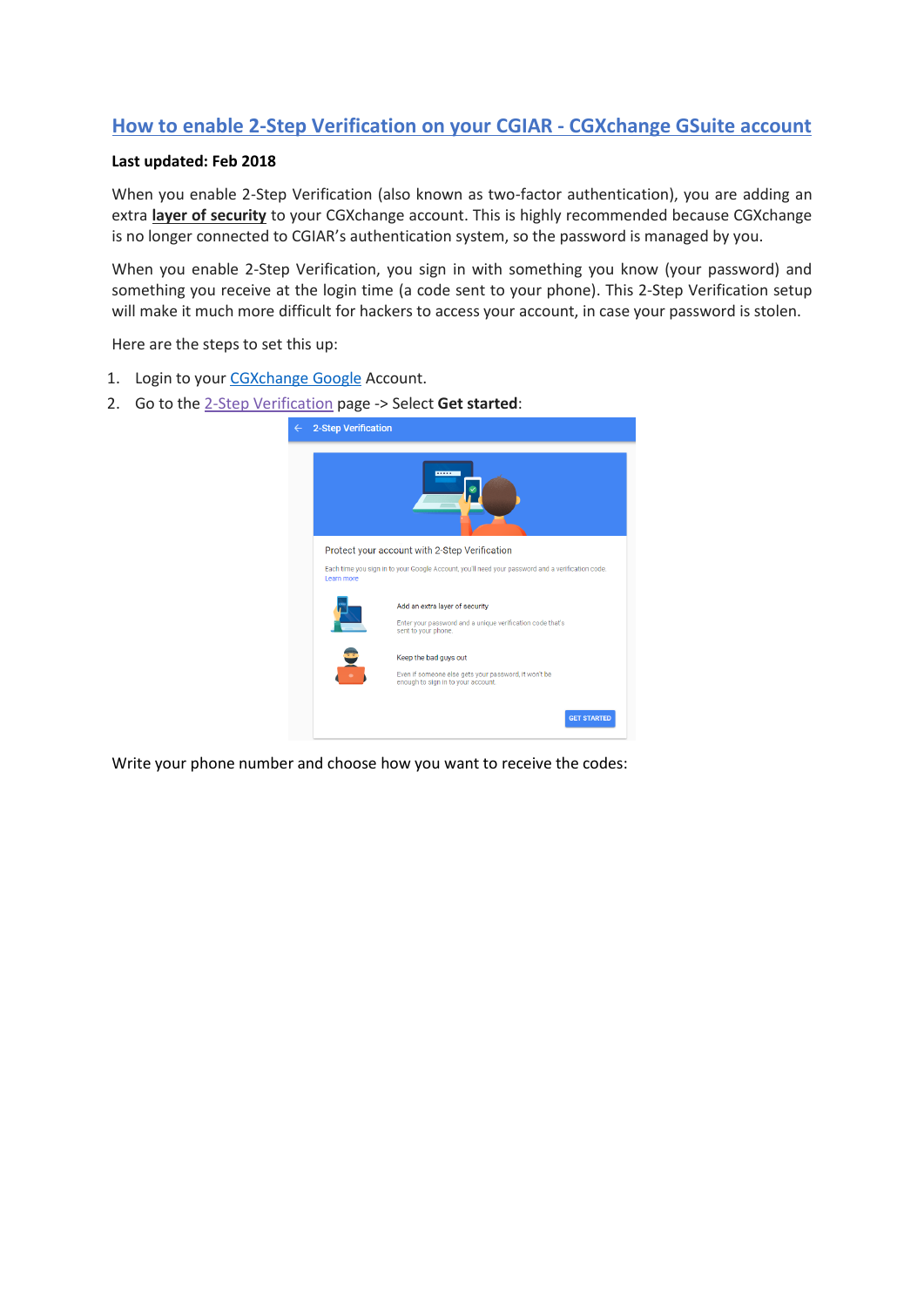# How to enable 2-Step Verification on your CGIAR - CGXchange GSuite account

**Last updated: Feb 2018**

When you enable 2-Step Verification (also known as two-factor authentication), you are adding an extra **layer of security** to your CGXchange account. This is highly recommended because CGXchange is no longer connected to CGIAR's authentication system, so the password is managed by you.

When you enable 2-Step Verification, you sign in with something you know (your password) and something you receive at the login time (a code sent to your phone). This 2-Step Verification setup will make it much more difficult for hackers to access your account, in case your password is stolen.

Here are the steps to set this up:

1. Login to your CGXchange Google Account.
2. Go to the 2-Step Verification page -> Select **Get started**:

Write your phone number and choose how you want to receive the codes: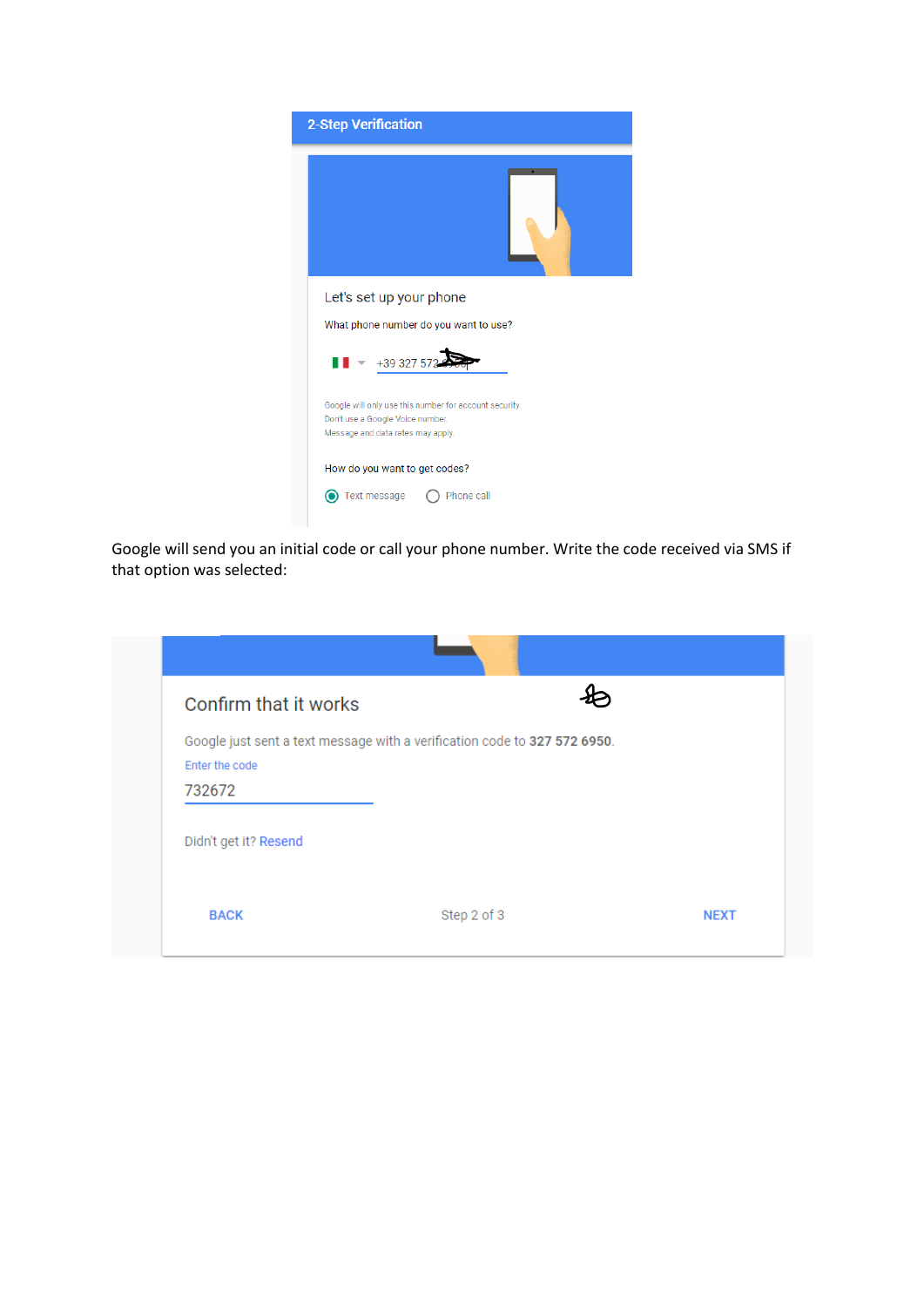**2-Step Verification**

Let's set up your phone

What phone number do you want to use?

+39 327 572

Google will only use this number for account security.
Don't use a Google Voice number.
Message and data rates may apply.

How do you want to get codes?

- (•) Text message
- ( ) Phone call

Google will send you an initial code or call your phone number. Write the code received via SMS if that option was selected:

**Confirm that it works**

Google just sent a text message with a verification code to **327 572 6950**.

Enter the code

732672

Didn't get it? Resend

BACK — Step 2 of 3 — NEXT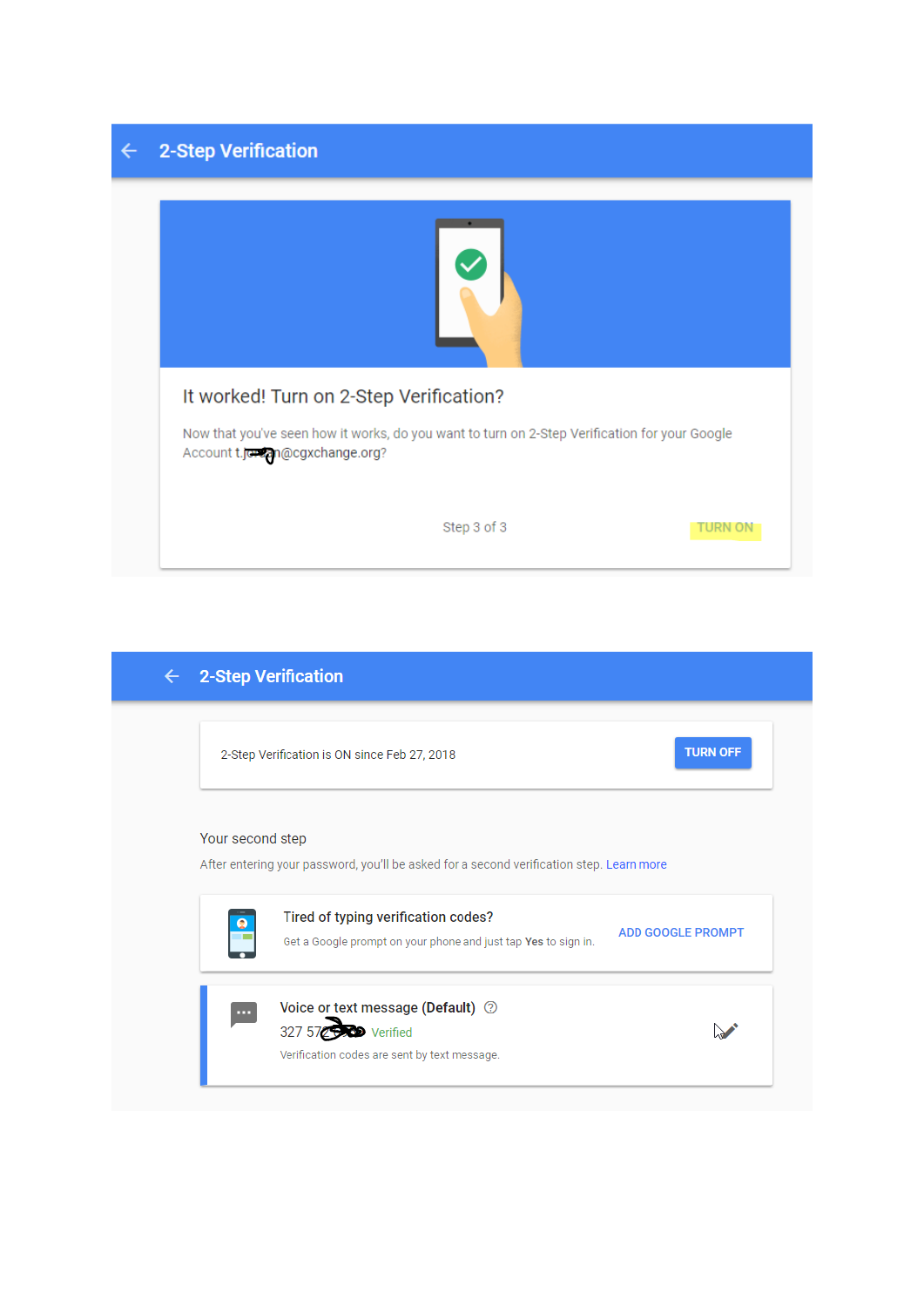## 2-Step Verification

### It worked! Turn on 2-Step Verification?

Now that you've seen how it works, do you want to turn on 2-Step Verification for your Google Account t.j n@cgxchange.org?

Step 3 of 3

TURN ON

## 2-Step Verification

2-Step Verification is ON since Feb 27, 2018

TURN OFF

Your second step

After entering your password, you'll be asked for a second verification step. Learn more

Tired of typing verification codes?

Get a Google prompt on your phone and just tap **Yes** to sign in.

ADD GOOGLE PROMPT

**Voice or text message (Default)**

327 57 Verified

Verification codes are sent by text message.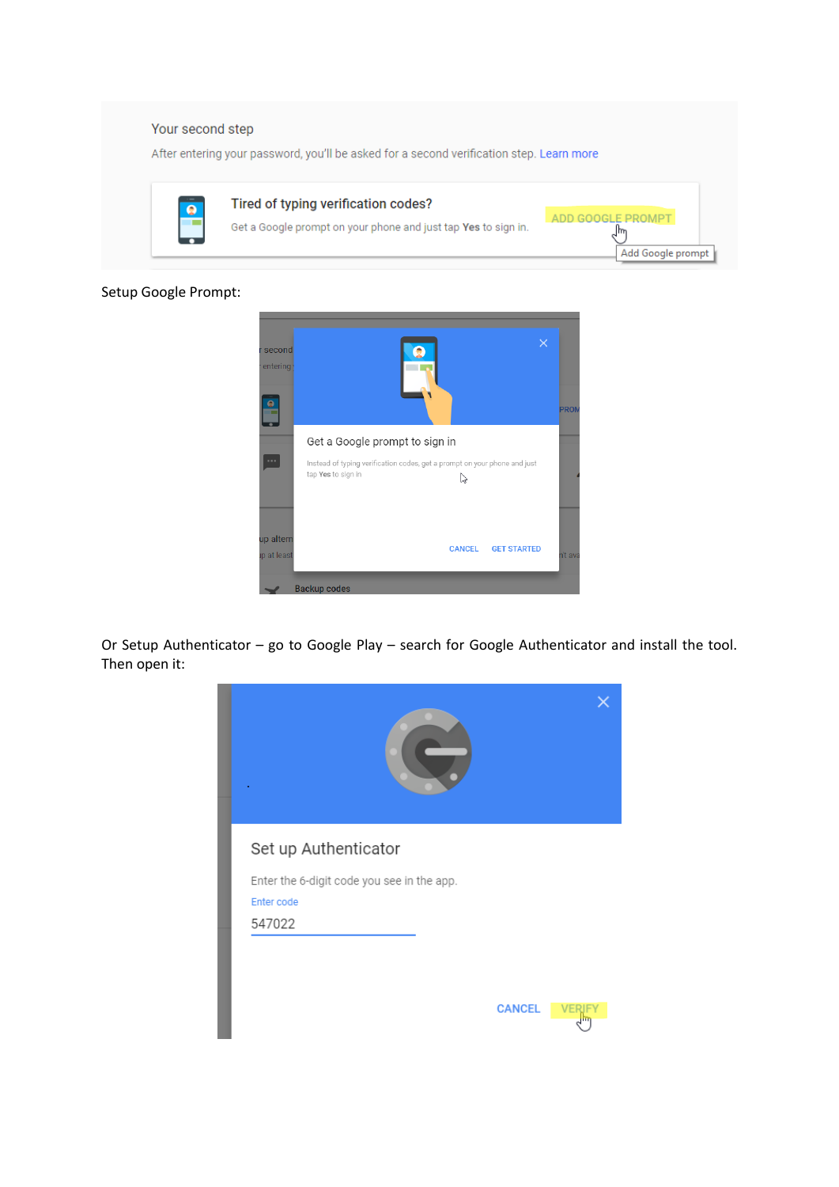Setup Google Prompt:

Or Setup Authenticator – go to Google Play – search for Google Authenticator and install the tool. Then open it: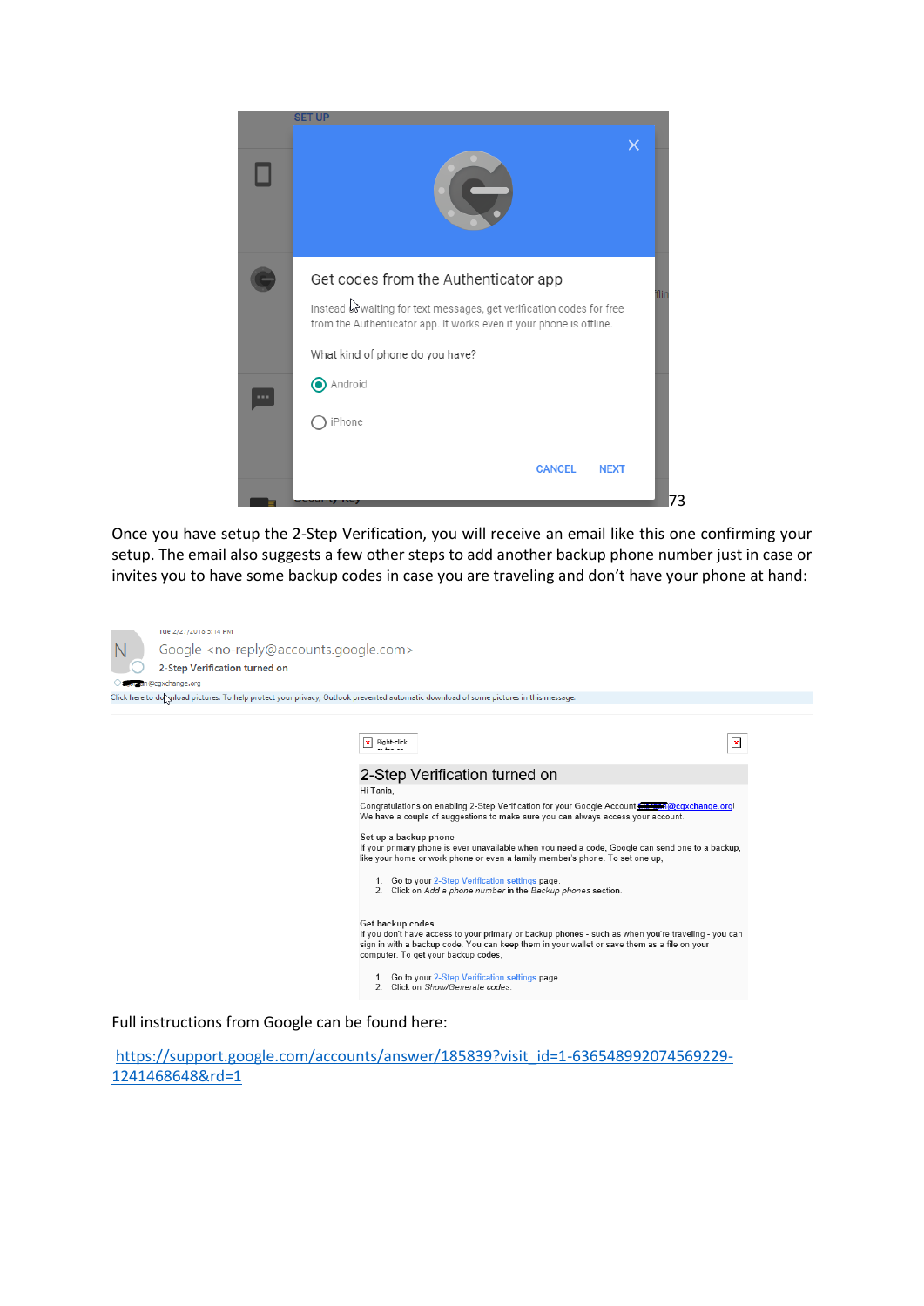Once you have setup the 2-Step Verification, you will receive an email like this one confirming your setup. The email also suggests a few other steps to add another backup phone number just in case or invites you to have some backup codes in case you are traveling and don't have your phone at hand:

Full instructions from Google can be found here:

[https://support.google.com/accounts/answer/185839?visit_id=1-636548992074569229-1241468648&rd=1](https://support.google.com/accounts/answer/185839?visit_id=1-636548992074569229-1241468648&rd=1)